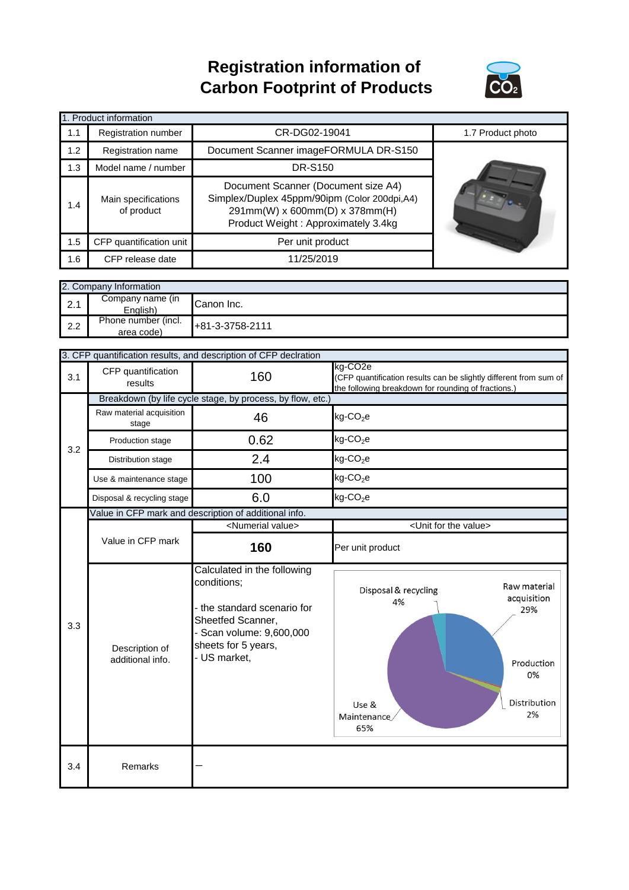# Registration information of Carbon Footprint of Products

| 1. Product information | | | |
|---|---|---|---|
| 1.1 | Registration number | CR-DG02-19041 | 1.7 Product photo |
| 1.2 | Registration name | Document Scanner imageFORMULA DR-S150 | |
| 1.3 | Model name / number | DR-S150 | |
| 1.4 | Main specifications of product | Document Scanner (Document size A4) Simplex/Duplex 45ppm/90ipm (Color 200dpi,A4) 291mm(W) x 600mm(D) x 378mm(H) Product Weight : Approximately 3.4kg | |
| 1.5 | CFP quantification unit | Per unit product | |
| 1.6 | CFP release date | 11/25/2019 | |

| 2. Company Information | | |
|---|---|---|
| 2.1 | Company name (in English) | Canon Inc. |
| 2.2 | Phone number (incl. area code) | +81-3-3758-2111 |

| 3. CFP quantification results, and description of CFP declration | | | |
|---|---|---|---|
| 3.1 | CFP quantification results | 160 | kg-CO2e (CFP quantification results can be slightly different from sum of the following breakdown for rounding of fractions.) |
| 3.2 | Breakdown (by life cycle stage, by process, by flow, etc.) | | |
| | Raw material acquisition stage | 46 | kg-$CO_2$e |
| | Production stage | 0.62 | kg-$CO_2$e |
| | Distribution stage | 2.4 | kg-$CO_2$e |
| | Use & maintenance stage | 100 | kg-$CO_2$e |
| | Disposal & recycling stage | 6.0 | kg-$CO_2$e |
| 3.3 | Value in CFP mark and description of additional info. | | |
| | | <Numerial value> | <Unit for the value> |
| | Value in CFP mark | 160 | Per unit product |
| | Description of additional info. | Calculated in the following conditions; - the standard scenario for Sheetfed Scanner, - Scan volume: 9,600,000 sheets for 5 years, - US market, | Raw material acquisition 29%; Production 0%; Distribution 2%; Use & Maintenance 65%; Disposal & recycling 4% |
| 3.4 | Remarks | – | |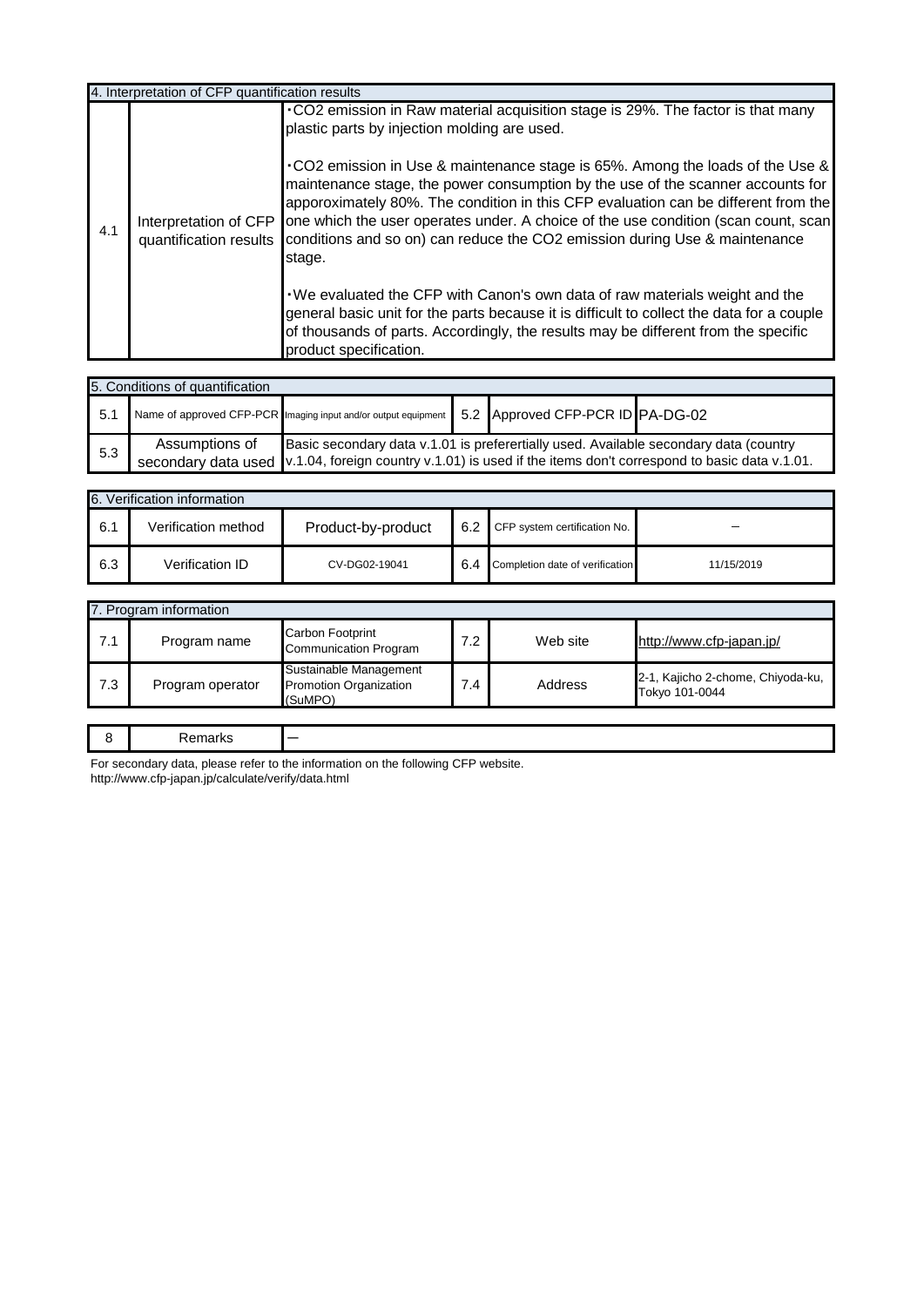| 4. Interpretation of CFP quantification results | | |
|---|---|---|
| 4.1 | Interpretation of CFP quantification results | ・$CO_2$ emission in Raw material acquisition stage is 29%. The factor is that many plastic parts by injection molding are used.<br><br>・$CO_2$ emission in Use & maintenance stage is 65%. Among the loads of the Use & maintenance stage, the power consumption by the use of the scanner accounts for apporoximately 80%. The condition in this CFP evaluation can be different from the one which the user operates under. A choice of the use condition (scan count, scan conditions and so on) can reduce the $CO_2$ emission during Use & maintenance stage.<br><br>・We evaluated the CFP with Canon's own data of raw materials weight and the general basic unit for the parts because it is difficult to collect the data for a couple of thousands of parts. Accordingly, the results may be different from the specific product specification. |

| 5. Conditions of quantification | | | | | |
|---|---|---|---|---|---|
| 5.1 | Name of approved CFP-PCR | Imaging input and/or output equipment | 5.2 | Approved CFP-PCR ID | PA-DG-02 |
| 5.3 | Assumptions of secondary data used | Basic secondary data v.1.01 is preferertially used. Available secondary data (country v.1.04, foreign country v.1.01) is used if the items don't correspond to basic data v.1.01. | | | |

| 6. Verification information | | | | | |
|---|---|---|---|---|---|
| 6.1 | Verification method | Product-by-product | 6.2 | CFP system certification No. | − |
| 6.3 | Verification ID | CV-DG02-19041 | 6.4 | Completion date of verification | 11/15/2019 |

| 7. Program information | | | | | |
|---|---|---|---|---|---|
| 7.1 | Program name | Carbon Footprint Communication Program | 7.2 | Web site | http://www.cfp-japan.jp/ |
| 7.3 | Program operator | Sustainable Management Promotion Organization (SuMPO) | 7.4 | Address | 2-1, Kajicho 2-chome, Chiyoda-ku, Tokyo 101-0044 |

| | | |
|---|---|---|
| 8 | Remarks | − |

For secondary data, please refer to the information on the following CFP website.
http://www.cfp-japan.jp/calculate/verify/data.html